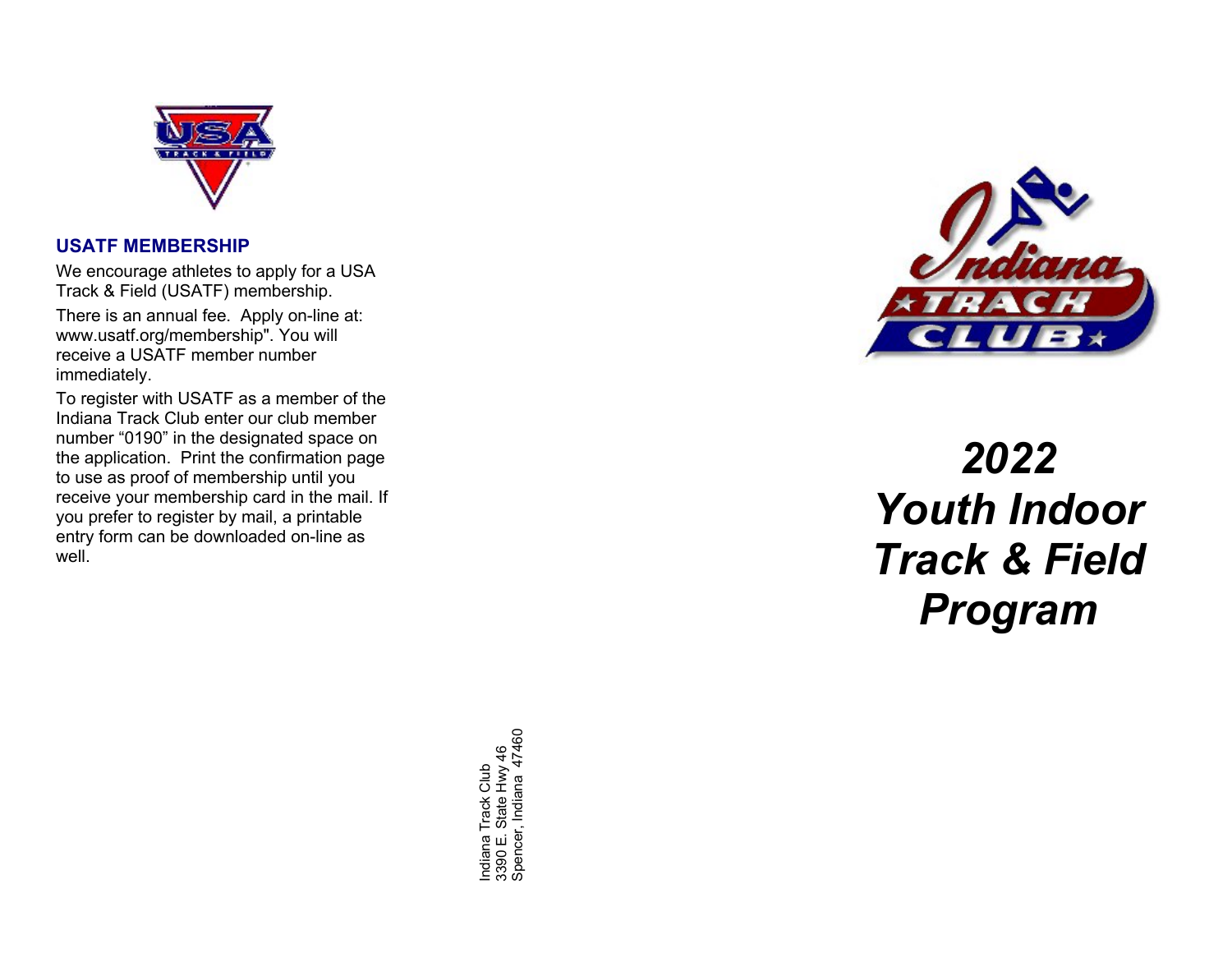## USATF MEMBERSHIP

We encourage athletes to apply for a USA Track & Field (USATF) membership.

There is an annual fee. Apply on-line at: www.usatf.org/membership". You will receive a USATF member number immediately.

To register with USATF as a member of the Indiana Track Club enter our club member number “0190” in the designated space on the application. Print the confirmation page to use as proof of membership until you receive your membership card in the mail. If you prefer to register by mail, a printable entry form can be downloaded on-line as well.

Indiana Track Club
3390 E. State Hwy 46
Spencer, Indiana 47460

# *2022 Youth Indoor Track & Field Program*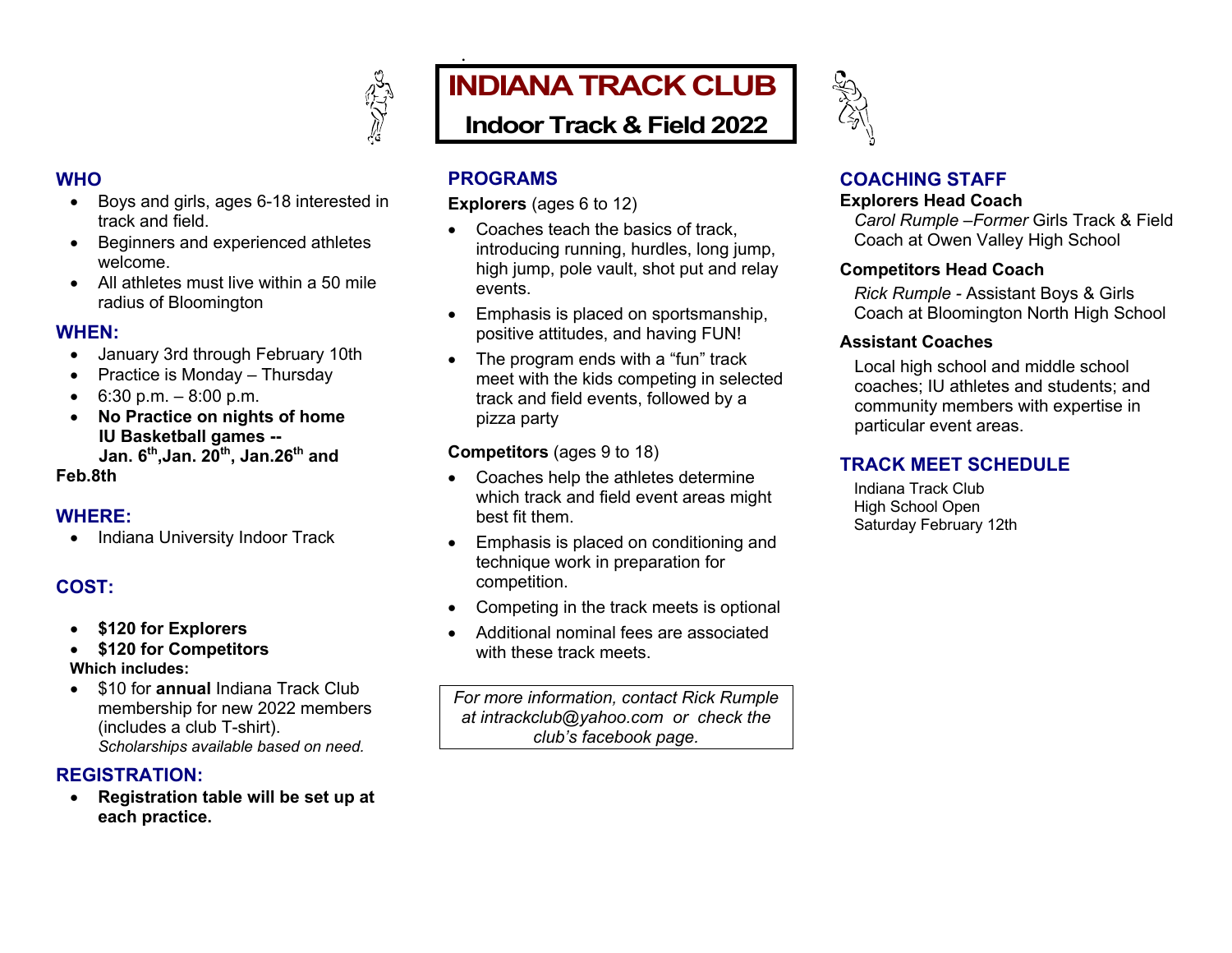# INDIANA TRACK CLUB

## Indoor Track & Field 2022

### WHO

- Boys and girls, ages 6-18 interested in track and field.
- Beginners and experienced athletes welcome.
- All athletes must live within a 50 mile radius of Bloomington

### WHEN:

- January 3rd through February 10th
- Practice is Monday – Thursday
- 6:30 p.m. – 8:00 p.m.
- **No Practice on nights of home IU Basketball games -- Jan. 6th, Jan. 20th, Jan.26th and Feb.8th**

### WHERE:

- Indiana University Indoor Track

### COST:

- **$120 for Explorers**
- **$120 for Competitors**

**Which includes:**

- $10 for **annual** Indiana Track Club membership for new 2022 members (includes a club T-shirt).
  *Scholarships available based on need.*

### REGISTRATION:

- **Registration table will be set up at each practice.**

### PROGRAMS

**Explorers** (ages 6 to 12)

- Coaches teach the basics of track, introducing running, hurdles, long jump, high jump, pole vault, shot put and relay events.
- Emphasis is placed on sportsmanship, positive attitudes, and having FUN!
- The program ends with a "fun" track meet with the kids competing in selected track and field events, followed by a pizza party

**Competitors** (ages 9 to 18)

- Coaches help the athletes determine which track and field event areas might best fit them.
- Emphasis is placed on conditioning and technique work in preparation for competition.
- Competing in the track meets is optional
- Additional nominal fees are associated with these track meets.

*For more information, contact Rick Rumple at intrackclub@yahoo.com or check the club's facebook page.*

### COACHING STAFF

**Explorers Head Coach**

*Carol Rumple –Former* Girls Track & Field Coach at Owen Valley High School

**Competitors Head Coach**

*Rick Rumple* - Assistant Boys & Girls Coach at Bloomington North High School

**Assistant Coaches**

Local high school and middle school coaches; IU athletes and students; and community members with expertise in particular event areas.

### TRACK MEET SCHEDULE

Indiana Track Club
High School Open
Saturday February 12th